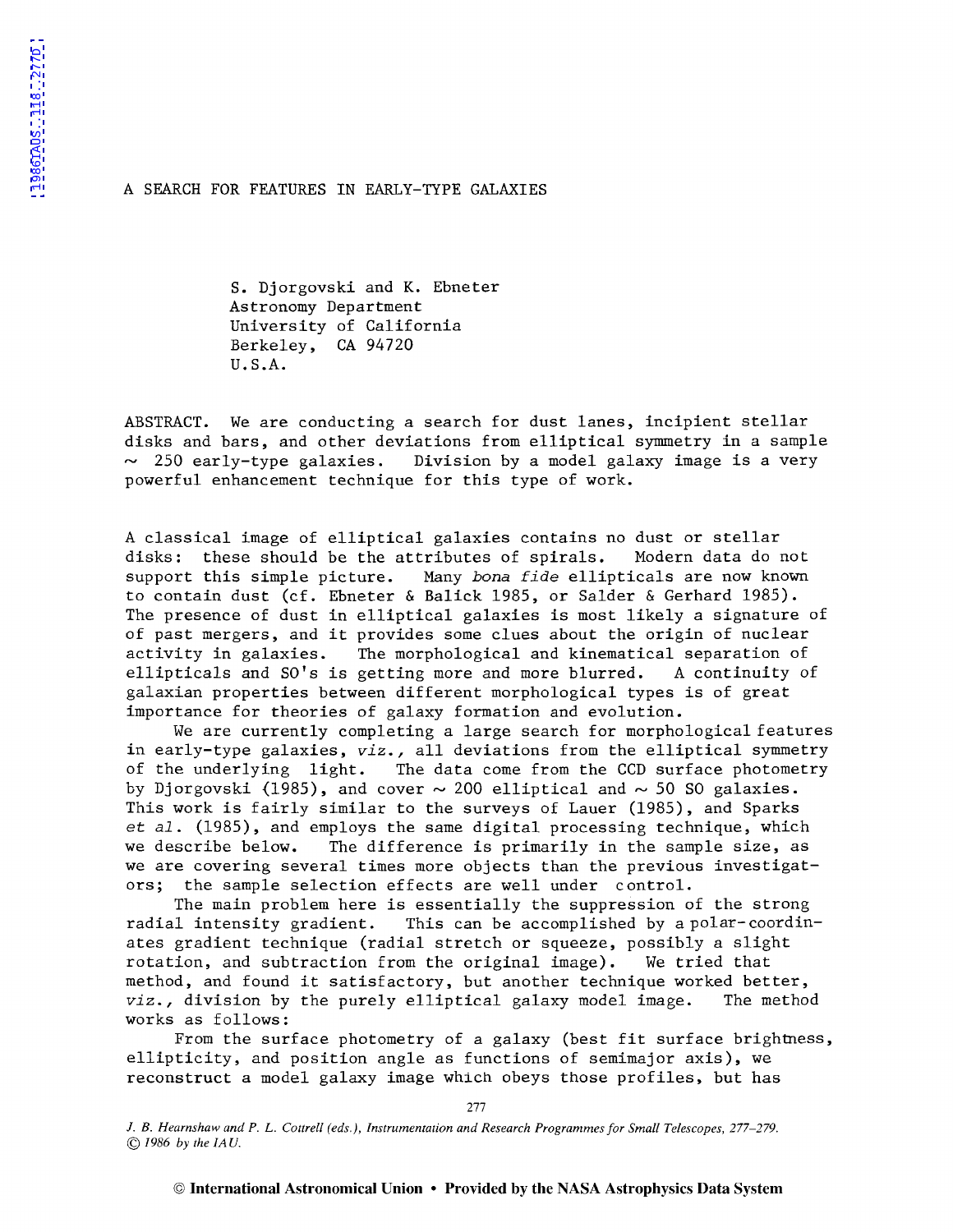# A SEARCH FOR FEATURES IN EARLY-TYPE GALAXIES

S. Djorgovski and K. Ebneter
Astronomy Department
University of California
Berkeley, CA 94720
U.S.A.

ABSTRACT. We are conducting a search for dust lanes, incipient stellar disks and bars, and other deviations from elliptical symmetry in a sample $\sim$ 250 early-type galaxies. Division by a model galaxy image is a very powerful enhancement technique for this type of work.

A classical image of elliptical galaxies contains no dust or stellar disks: these should be the attributes of spirals. Modern data do not support this simple picture. Many *bona fide* ellipticals are now known to contain dust (cf. Ebneter & Balick 1985, or Salder & Gerhard 1985). The presence of dust in elliptical galaxies is most likely a signature of of past mergers, and it provides some clues about the origin of nuclear activity in galaxies. The morphological and kinematical separation of ellipticals and S0's is getting more and more blurred. A continuity of galaxian properties between different morphological types is of great importance for theories of galaxy formation and evolution.

We are currently completing a large search for morphological features in early-type galaxies, *viz.*, all deviations from the elliptical symmetry of the underlying light. The data come from the CCD surface photometry by Djorgovski (1985), and cover $\sim$ 200 elliptical and $\sim$ 50 S0 galaxies. This work is fairly similar to the surveys of Lauer (1985), and Sparks *et al.* (1985), and employs the same digital processing technique, which we describe below. The difference is primarily in the sample size, as we are covering several times more objects than the previous investigators; the sample selection effects are well under control.

The main problem here is essentially the suppression of the strong radial intensity gradient. This can be accomplished by a polar-coordinates gradient technique (radial stretch or squeeze, possibly a slight rotation, and subtraction from the original image). We tried that method, and found it satisfactory, but another technique worked better, *viz.*, division by the purely elliptical galaxy model image. The method works as follows:

From the surface photometry of a galaxy (best fit surface brightness, ellipticity, and position angle as functions of semimajor axis), we reconstruct a model galaxy image which obeys those profiles, but has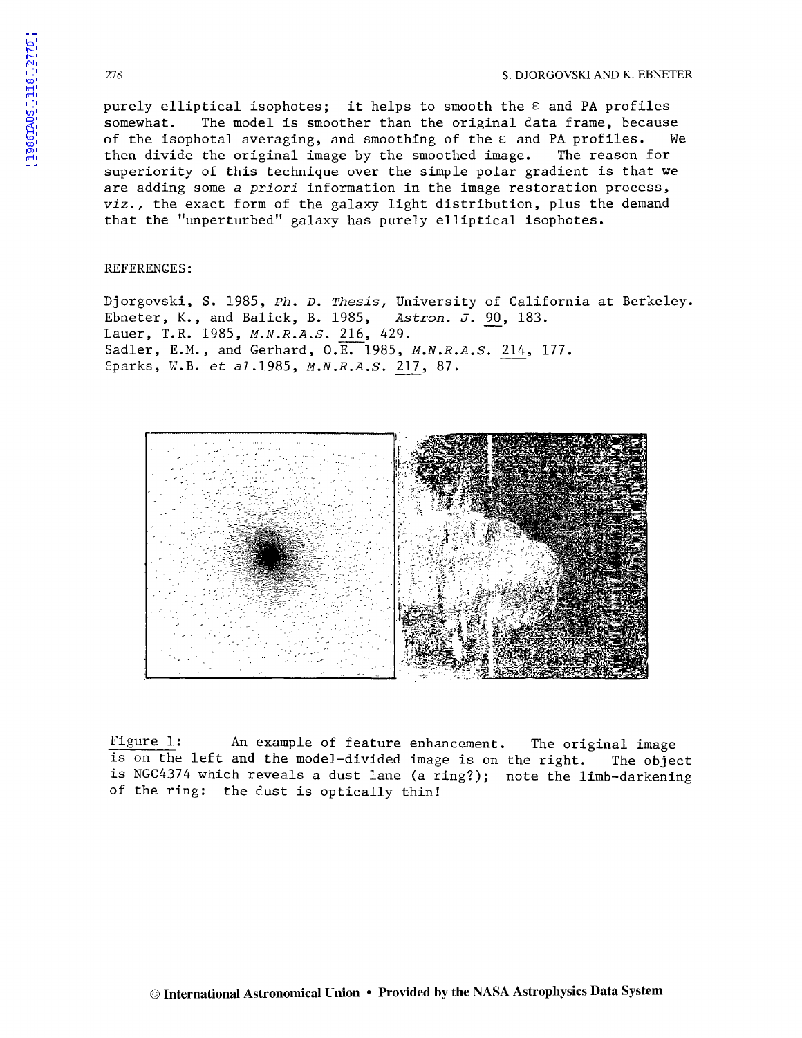purely elliptical isophotes; it helps to smooth the $\varepsilon$ and PA profiles somewhat. The model is smoother than the original data frame, because of the isophotal averaging, and smoothing of the $\varepsilon$ and PA profiles. We then divide the original image by the smoothed image. The reason for superiority of this technique over the simple polar gradient is that we are adding some *a priori* information in the image restoration process, *viz.*, the exact form of the galaxy light distribution, plus the demand that the "unperturbed" galaxy has purely elliptical isophotes.

REFERENCES:

Djorgovski, S. 1985, *Ph. D. Thesis*, University of California at Berkeley.
Ebneter, K., and Balick, B. 1985, *Astron. J.* 90, 183.
Lauer, T.R. 1985, *M.N.R.A.S.* 216, 429.
Sadler, E.M., and Gerhard, O.E. 1985, *M.N.R.A.S.* 214, 177.
Sparks, W.B. *et al*.1985, *M.N.R.A.S.* 217, 87.

Figure 1: An example of feature enhancement. The original image is on the left and the model-divided image is on the right. The object is NGC4374 which reveals a dust lane (a ring?); note the limb-darkening of the ring: the dust is optically thin!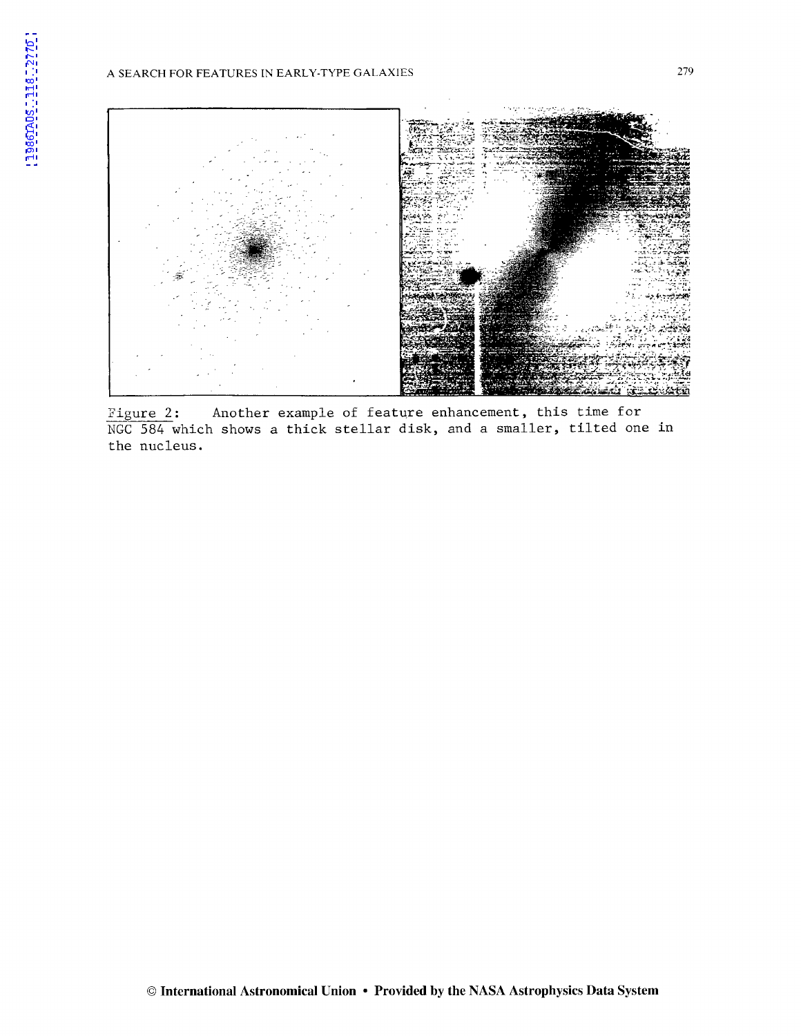Figure 2: Another example of feature enhancement, this time for NGC 584 which shows a thick stellar disk, and a smaller, tilted one in the nucleus.